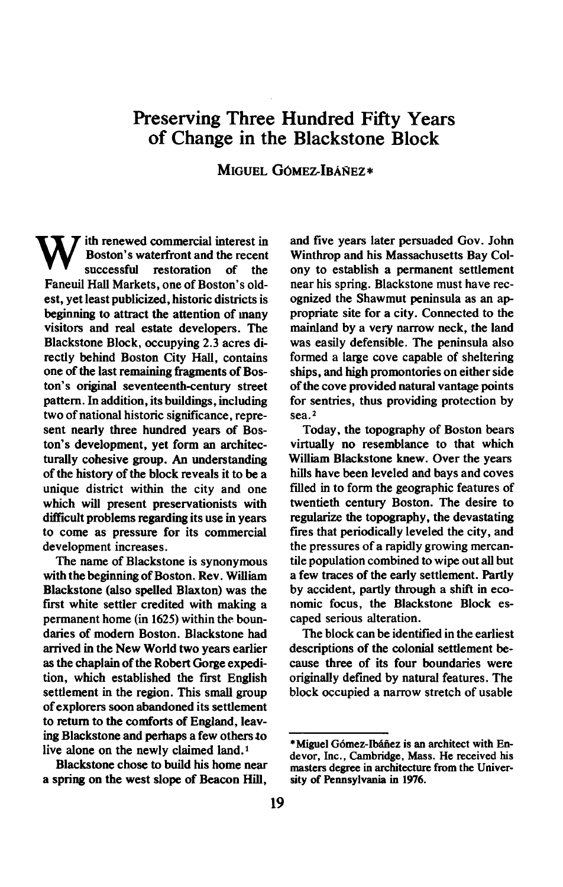# Preserving Three Hundred Fifty Years of Change in the Blackstone Block

MIGUEL GÓMEZ-IBÁÑEZ*

With renewed commercial interest in Boston's waterfront and the recent successful restoration of the Faneuil Hall Markets, one of Boston's oldest, yet least publicized, historic districts is beginning to attract the attention of many visitors and real estate developers. The Blackstone Block, occupying 2.3 acres directly behind Boston City Hall, contains one of the last remaining fragments of Boston's original seventeenth-century street pattern. In addition, its buildings, including two of national historic significance, represent nearly three hundred years of Boston's development, yet form an architecturally cohesive group. An understanding of the history of the block reveals it to be a unique district within the city and one which will present preservationists with difficult problems regarding its use in years to come as pressure for its commercial development increases.

The name of Blackstone is synonymous with the beginning of Boston. Rev. William Blackstone (also spelled Blaxton) was the first white settler credited with making a permanent home (in 1625) within the boundaries of modern Boston. Blackstone had arrived in the New World two years earlier as the chaplain of the Robert Gorge expedition, which established the first English settlement in the region. This small group of explorers soon abandoned its settlement to return to the comforts of England, leaving Blackstone and perhaps a few others to live alone on the newly claimed land.[1]

Blackstone chose to build his home near a spring on the west slope of Beacon Hill, and five years later persuaded Gov. John Winthrop and his Massachusetts Bay Colony to establish a permanent settlement near his spring. Blackstone must have recognized the Shawmut peninsula as an appropriate site for a city. Connected to the mainland by a very narrow neck, the land was easily defensible. The peninsula also formed a large cove capable of sheltering ships, and high promontories on either side of the cove provided natural vantage points for sentries, thus providing protection by sea.[2]

Today, the topography of Boston bears virtually no resemblance to that which William Blackstone knew. Over the years hills have been leveled and bays and coves filled in to form the geographic features of twentieth century Boston. The desire to regularize the topography, the devastating fires that periodically leveled the city, and the pressures of a rapidly growing mercantile population combined to wipe out all but a few traces of the early settlement. Partly by accident, partly through a shift in economic focus, the Blackstone Block escaped serious alteration.

The block can be identified in the earliest descriptions of the colonial settlement because three of its four boundaries were originally defined by natural features. The block occupied a narrow stretch of usable

---

*Miguel Gómez-Ibáñez is an architect with Endevor, Inc., Cambridge, Mass. He received his masters degree in architecture from the University of Pennsylvania in 1976.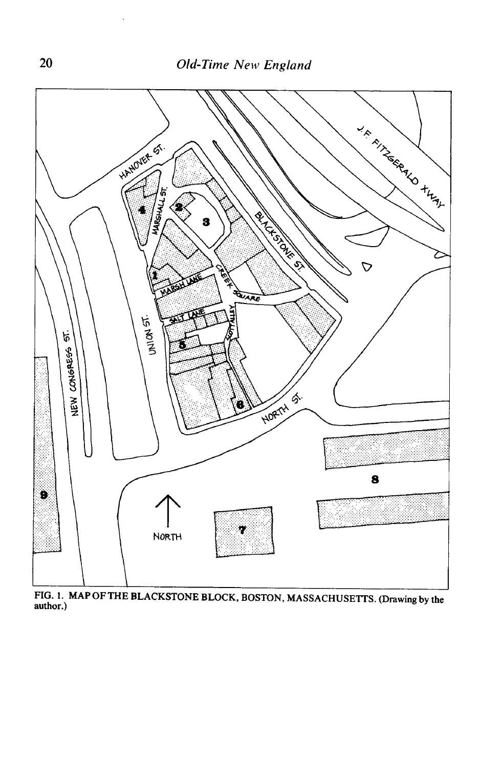FIG. 1. MAP OF THE BLACKSTONE BLOCK, BOSTON, MASSACHUSETTS. (Drawing by the author.)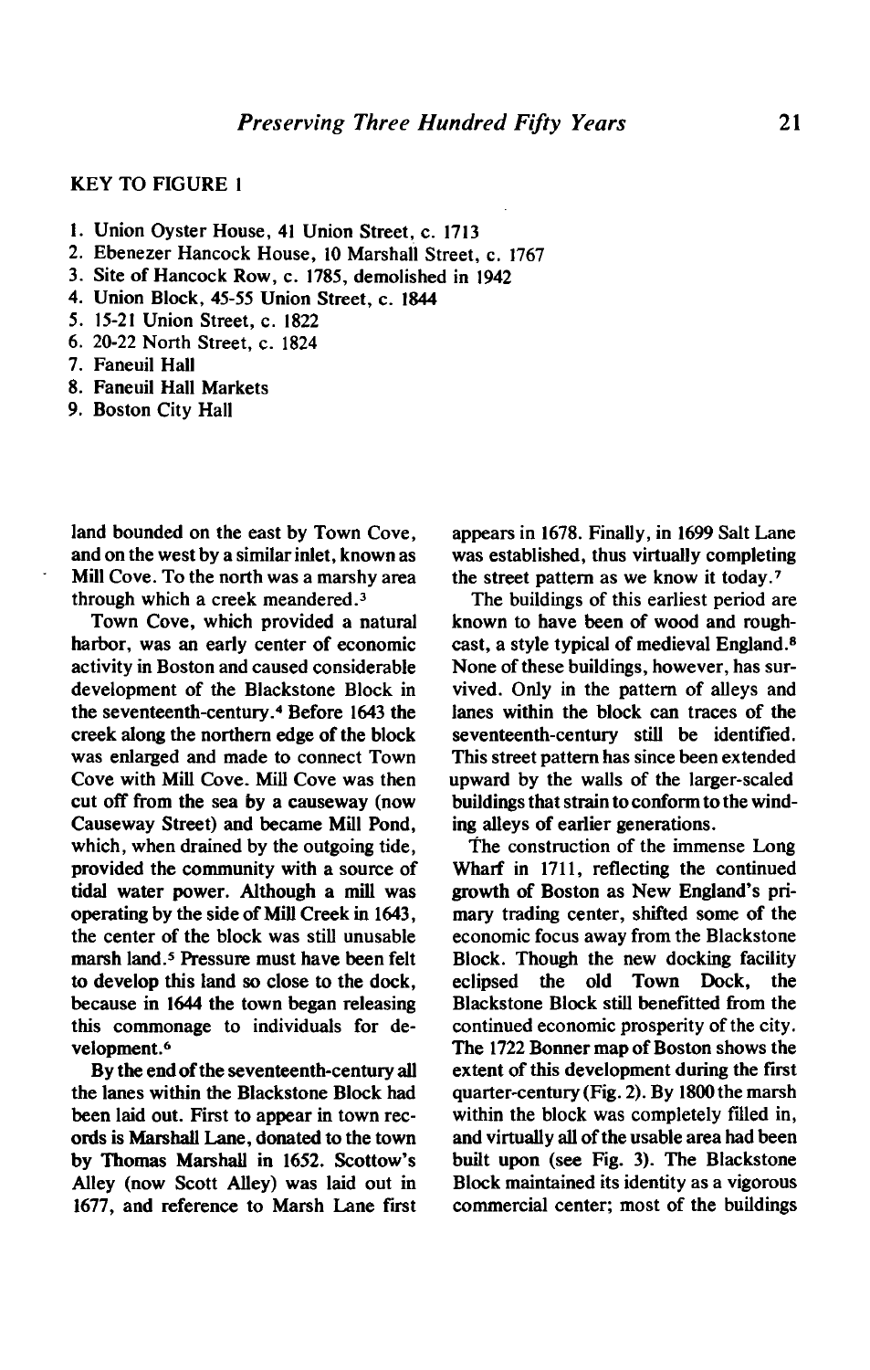KEY TO FIGURE 1

1. Union Oyster House, 41 Union Street, c. 1713
2. Ebenezer Hancock House, 10 Marshall Street, c. 1767
3. Site of Hancock Row, c. 1785, demolished in 1942
4. Union Block, 45-55 Union Street, c. 1844
5. 15-21 Union Street, c. 1822
6. 20-22 North Street, c. 1824
7. Faneuil Hall
8. Faneuil Hall Markets
9. Boston City Hall

land bounded on the east by Town Cove, and on the west by a similar inlet, known as Mill Cove. To the north was a marshy area through which a creek meandered.[3]

Town Cove, which provided a natural harbor, was an early center of economic activity in Boston and caused considerable development of the Blackstone Block in the seventeenth-century.[4] Before 1643 the creek along the northern edge of the block was enlarged and made to connect Town Cove with Mill Cove. Mill Cove was then cut off from the sea by a causeway (now Causeway Street) and became Mill Pond, which, when drained by the outgoing tide, provided the community with a source of tidal water power. Although a mill was operating by the side of Mill Creek in 1643, the center of the block was still unusable marsh land.[5] Pressure must have been felt to develop this land so close to the dock, because in 1644 the town began releasing this commonage to individuals for development.[6]

By the end of the seventeenth-century all the lanes within the Blackstone Block had been laid out. First to appear in town records is Marshall Lane, donated to the town by Thomas Marshall in 1652. Scottow's Alley (now Scott Alley) was laid out in 1677, and reference to Marsh Lane first appears in 1678. Finally, in 1699 Salt Lane was established, thus virtually completing the street pattern as we know it today.[7]

The buildings of this earliest period are known to have been of wood and roughcast, a style typical of medieval England.[8] None of these buildings, however, has survived. Only in the pattern of alleys and lanes within the block can traces of the seventeenth-century still be identified. This street pattern has since been extended upward by the walls of the larger-scaled buildings that strain to conform to the winding alleys of earlier generations.

The construction of the immense Long Wharf in 1711, reflecting the continued growth of Boston as New England's primary trading center, shifted some of the economic focus away from the Blackstone Block. Though the new docking facility eclipsed the old Town Dock, the Blackstone Block still benefitted from the continued economic prosperity of the city. The 1722 Bonner map of Boston shows the extent of this development during the first quarter-century (Fig. 2). By 1800 the marsh within the block was completely filled in, and virtually all of the usable area had been built upon (see Fig. 3). The Blackstone Block maintained its identity as a vigorous commercial center; most of the buildings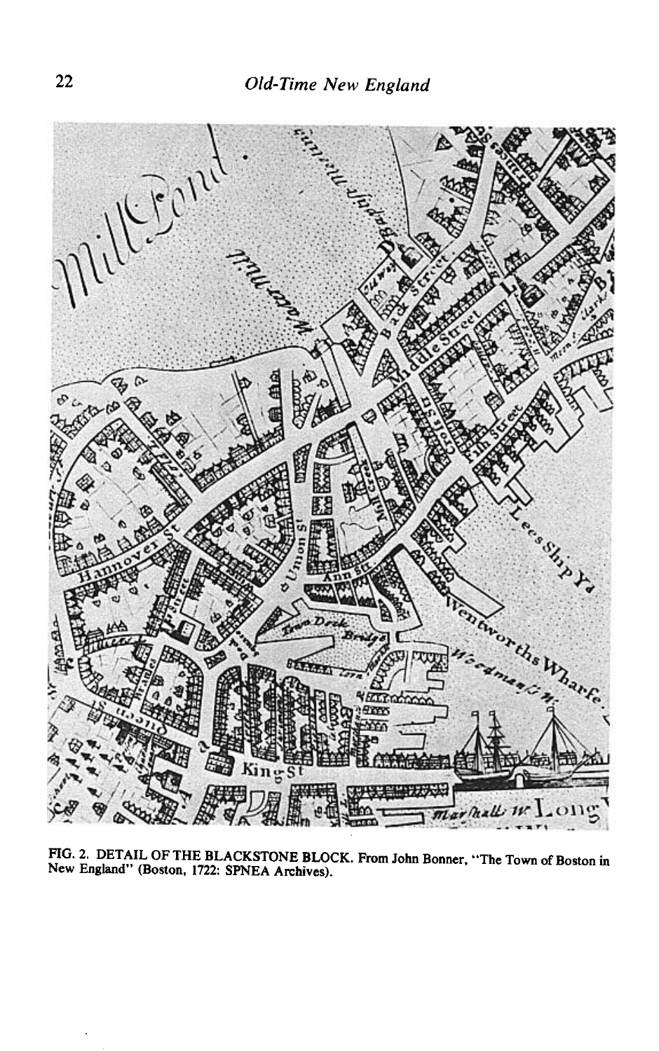FIG. 2. DETAIL OF THE BLACKSTONE BLOCK. From John Bonner, "The Town of Boston in New England" (Boston, 1722: SPNEA Archives).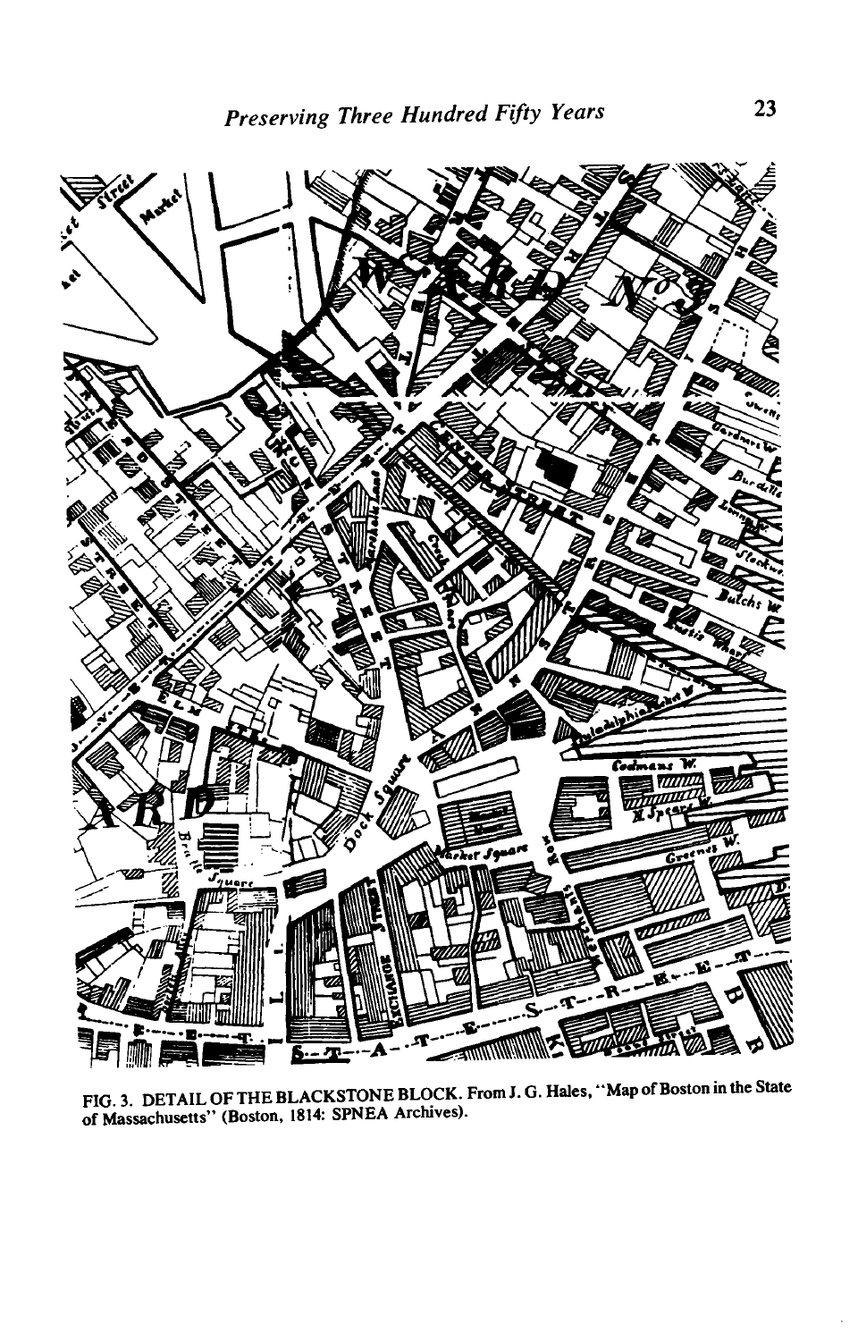FIG. 3. DETAIL OF THE BLACKSTONE BLOCK. From J. G. Hales, "Map of Boston in the State of Massachusetts" (Boston, 1814: SPNEA Archives).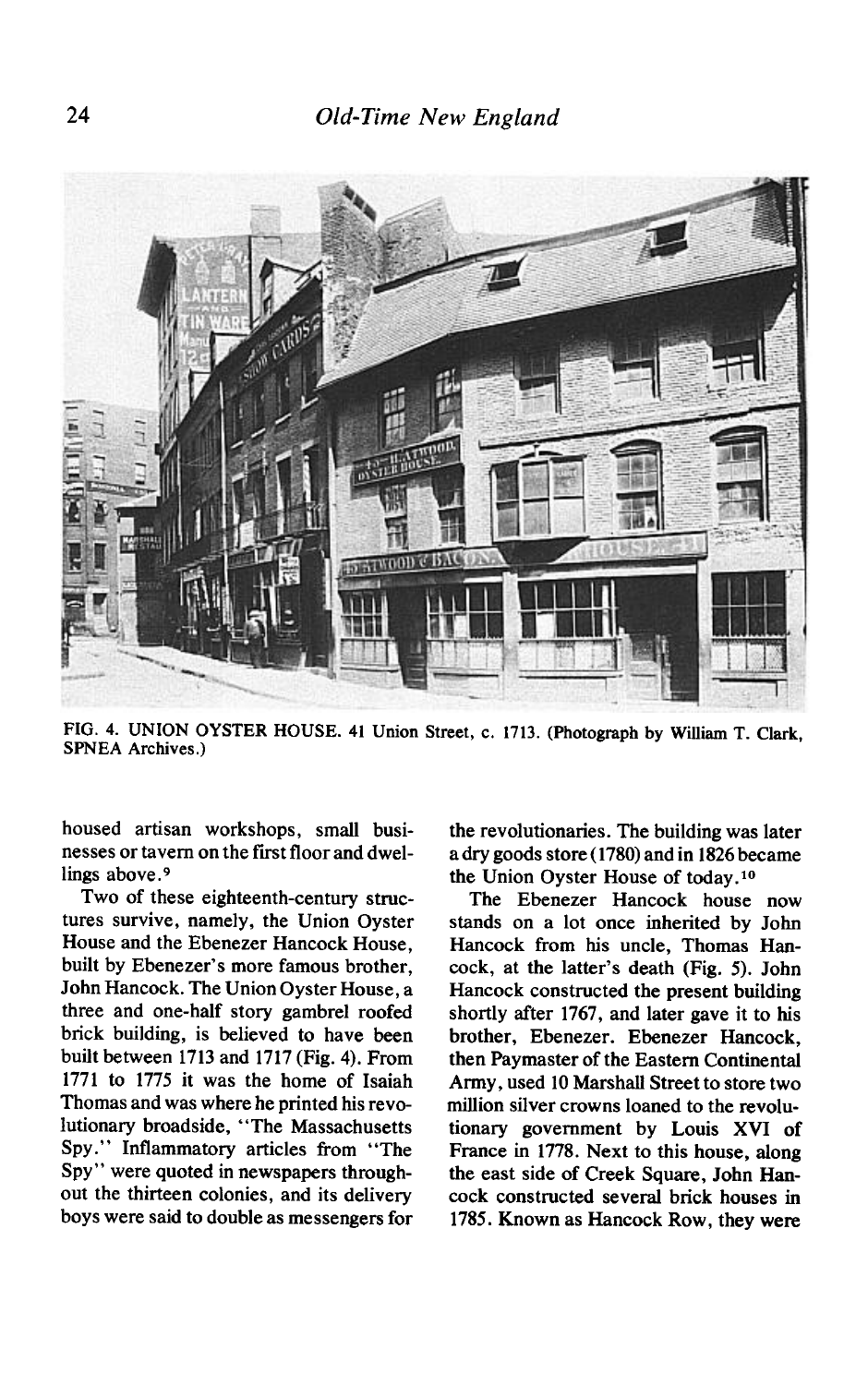FIG. 4. UNION OYSTER HOUSE. 41 Union Street, c. 1713. (Photograph by William T. Clark, SPNEA Archives.)

housed artisan workshops, small businesses or tavern on the first floor and dwellings above.[9]

Two of these eighteenth-century structures survive, namely, the Union Oyster House and the Ebenezer Hancock House, built by Ebenezer's more famous brother, John Hancock. The Union Oyster House, a three and one-half story gambrel roofed brick building, is believed to have been built between 1713 and 1717 (Fig. 4). From 1771 to 1775 it was the home of Isaiah Thomas and was where he printed his revolutionary broadside, "The Massachusetts Spy." Inflammatory articles from "The Spy" were quoted in newspapers throughout the thirteen colonies, and its delivery boys were said to double as messengers for the revolutionaries. The building was later a dry goods store (1780) and in 1826 became the Union Oyster House of today.[10]

The Ebenezer Hancock house now stands on a lot once inherited by John Hancock from his uncle, Thomas Hancock, at the latter's death (Fig. 5). John Hancock constructed the present building shortly after 1767, and later gave it to his brother, Ebenezer. Ebenezer Hancock, then Paymaster of the Eastern Continental Army, used 10 Marshall Street to store two million silver crowns loaned to the revolutionary government by Louis XVI of France in 1778. Next to this house, along the east side of Creek Square, John Hancock constructed several brick houses in 1785. Known as Hancock Row, they were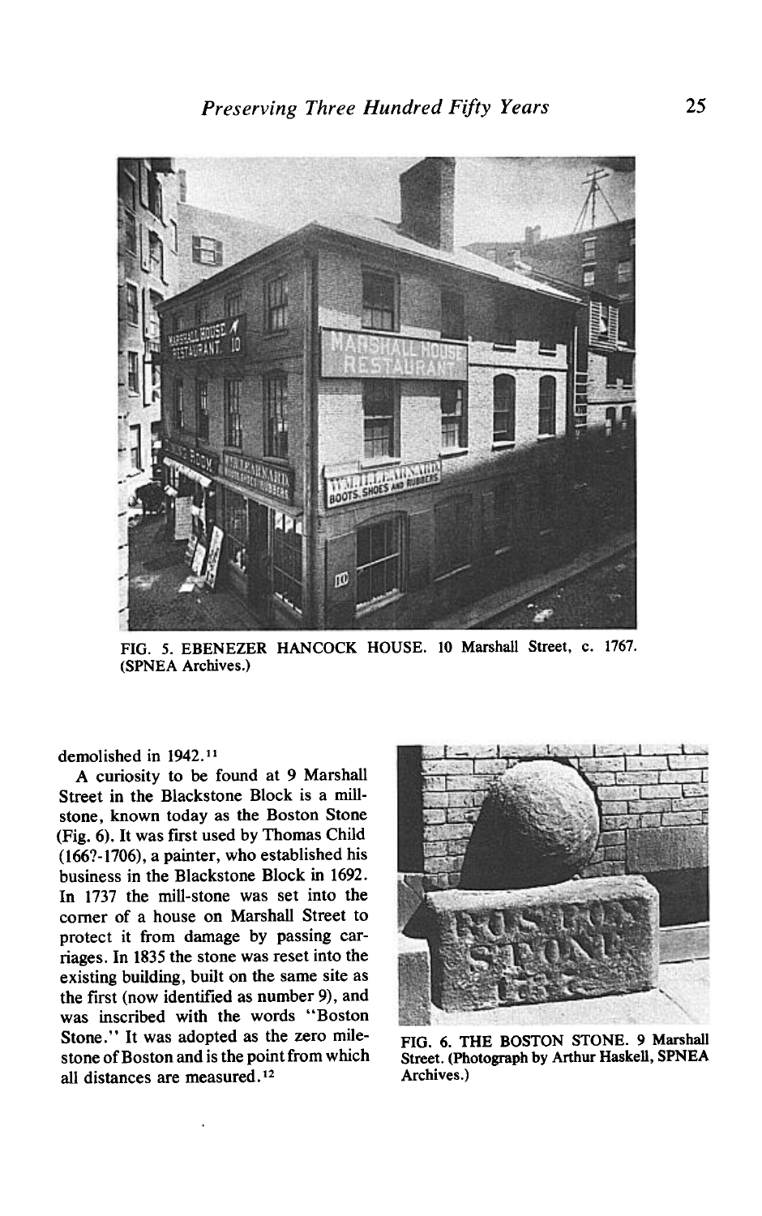FIG. 5. EBENEZER HANCOCK HOUSE. 10 Marshall Street, c. 1767. (SPNEA Archives.)

demolished in 1942.[11]

A curiosity to be found at 9 Marshall Street in the Blackstone Block is a mill-stone, known today as the Boston Stone (Fig. 6). It was first used by Thomas Child (166?-1706), a painter, who established his business in the Blackstone Block in 1692. In 1737 the mill-stone was set into the corner of a house on Marshall Street to protect it from damage by passing carriages. In 1835 the stone was reset into the existing building, built on the same site as the first (now identified as number 9), and was inscribed with the words "Boston Stone." It was adopted as the zero milestone of Boston and is the point from which all distances are measured.[12]

FIG. 6. THE BOSTON STONE. 9 Marshall Street. (Photograph by Arthur Haskell, SPNEA Archives.)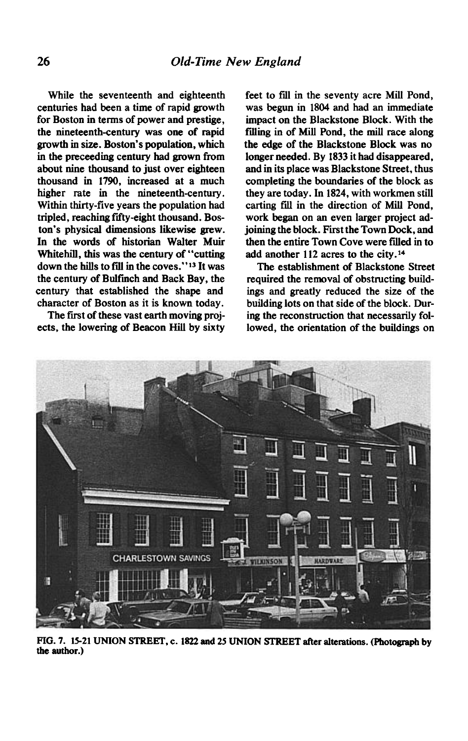While the seventeenth and eighteenth centuries had been a time of rapid growth for Boston in terms of power and prestige, the nineteenth-century was one of rapid growth in size. Boston's population, which in the preceeding century had grown from about nine thousand to just over eighteen thousand in 1790, increased at a much higher rate in the nineteenth-century. Within thirty-five years the population had tripled, reaching fifty-eight thousand. Boston's physical dimensions likewise grew. In the words of historian Walter Muir Whitehill, this was the century of "cutting down the hills to fill in the coves."[13] It was the century of Bulfinch and Back Bay, the century that established the shape and character of Boston as it is known today.

The first of these vast earth moving projects, the lowering of Beacon Hill by sixty feet to fill in the seventy acre Mill Pond, was begun in 1804 and had an immediate impact on the Blackstone Block. With the filling in of Mill Pond, the mill race along the edge of the Blackstone Block was no longer needed. By 1833 it had disappeared, and in its place was Blackstone Street, thus completing the boundaries of the block as they are today. In 1824, with workmen still carting fill in the direction of Mill Pond, work began on an even larger project adjoining the block. First the Town Dock, and then the entire Town Cove were filled in to add another 112 acres to the city.[14]

The establishment of Blackstone Street required the removal of obstructing buildings and greatly reduced the size of the building lots on that side of the block. During the reconstruction that necessarily followed, the orientation of the buildings on

FIG. 7. 15-21 UNION STREET, c. 1822 and 25 UNION STREET after alterations. (Photograph by the author.)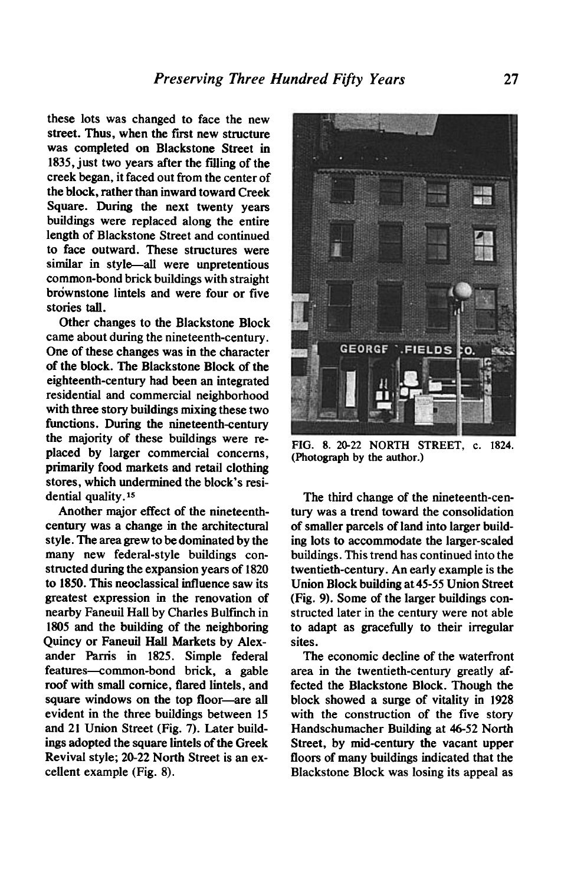these lots was changed to face the new street. Thus, when the first new structure was completed on Blackstone Street in 1835, just two years after the filling of the creek began, it faced out from the center of the block, rather than inward toward Creek Square. During the next twenty years buildings were replaced along the entire length of Blackstone Street and continued to face outward. These structures were similar in style—all were unpretentious common-bond brick buildings with straight brownstone lintels and were four or five stories tall.

Other changes to the Blackstone Block came about during the nineteenth-century. One of these changes was in the character of the block. The Blackstone Block of the eighteenth-century had been an integrated residential and commercial neighborhood with three story buildings mixing these two functions. During the nineteenth-century the majority of these buildings were replaced by larger commercial concerns, primarily food markets and retail clothing stores, which undermined the block's residential quality.[15]

Another major effect of the nineteenth-century was a change in the architectural style. The area grew to be dominated by the many new federal-style buildings constructed during the expansion years of 1820 to 1850. This neoclassical influence saw its greatest expression in the renovation of nearby Faneuil Hall by Charles Bulfinch in 1805 and the building of the neighboring Quincy or Faneuil Hall Markets by Alexander Parris in 1825. Simple federal features—common-bond brick, a gable roof with small cornice, flared lintels, and square windows on the top floor—are all evident in the three buildings between 15 and 21 Union Street (Fig. 7). Later buildings adopted the square lintels of the Greek Revival style; 20-22 North Street is an excellent example (Fig. 8).

FIG. 8. 20-22 NORTH STREET, c. 1824. (Photograph by the author.)

The third change of the nineteenth-century was a trend toward the consolidation of smaller parcels of land into larger building lots to accommodate the larger-scaled buildings. This trend has continued into the twentieth-century. An early example is the Union Block building at 45-55 Union Street (Fig. 9). Some of the larger buildings constructed later in the century were not able to adapt as gracefully to their irregular sites.

The economic decline of the waterfront area in the twentieth-century greatly affected the Blackstone Block. Though the block showed a surge of vitality in 1928 with the construction of the five story Handschumacher Building at 46-52 North Street, by mid-century the vacant upper floors of many buildings indicated that the Blackstone Block was losing its appeal as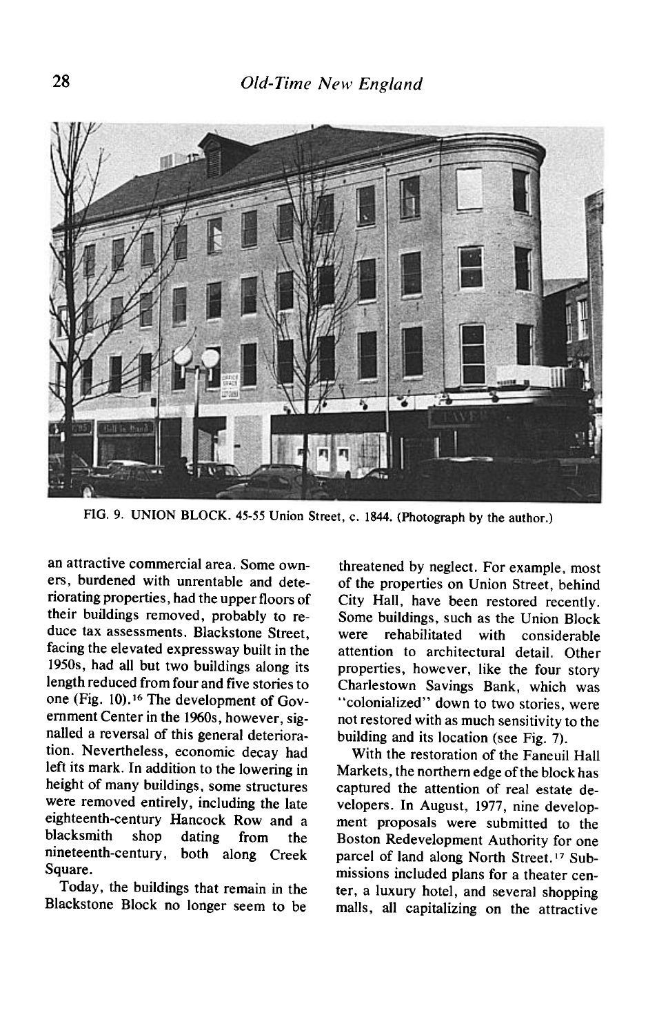FIG. 9. UNION BLOCK. 45-55 Union Street, c. 1844. (Photograph by the author.)

an attractive commercial area. Some owners, burdened with unrentable and deteriorating properties, had the upper floors of their buildings removed, probably to reduce tax assessments. Blackstone Street, facing the elevated expressway built in the 1950s, had all but two buildings along its length reduced from four and five stories to one (Fig. 10).[16] The development of Government Center in the 1960s, however, signalled a reversal of this general deterioration. Nevertheless, economic decay had left its mark. In addition to the lowering in height of many buildings, some structures were removed entirely, including the late eighteenth-century Hancock Row and a blacksmith shop dating from the nineteenth-century, both along Creek Square.

Today, the buildings that remain in the Blackstone Block no longer seem to be threatened by neglect. For example, most of the properties on Union Street, behind City Hall, have been restored recently. Some buildings, such as the Union Block were rehabilitated with considerable attention to architectural detail. Other properties, however, like the four story Charlestown Savings Bank, which was "colonialized" down to two stories, were not restored with as much sensitivity to the building and its location (see Fig. 7).

With the restoration of the Faneuil Hall Markets, the northern edge of the block has captured the attention of real estate developers. In August, 1977, nine development proposals were submitted to the Boston Redevelopment Authority for one parcel of land along North Street.[17] Submissions included plans for a theater center, a luxury hotel, and several shopping malls, all capitalizing on the attractive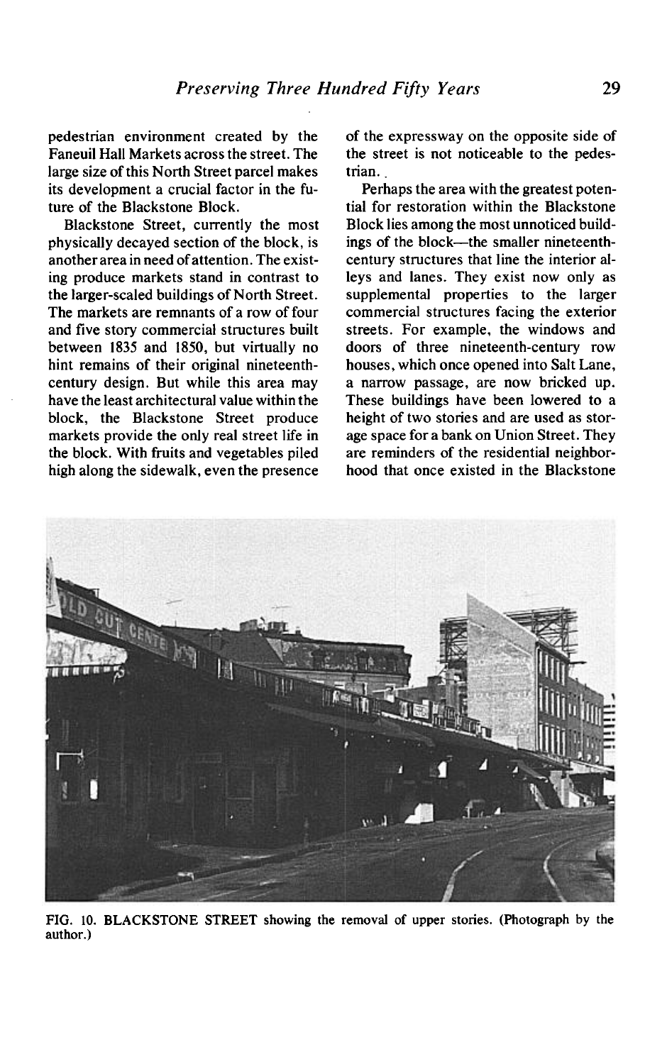pedestrian environment created by the Faneuil Hall Markets across the street. The large size of this North Street parcel makes its development a crucial factor in the future of the Blackstone Block.

Blackstone Street, currently the most physically decayed section of the block, is another area in need of attention. The existing produce markets stand in contrast to the larger-scaled buildings of North Street. The markets are remnants of a row of four and five story commercial structures built between 1835 and 1850, but virtually no hint remains of their original nineteenth-century design. But while this area may have the least architectural value within the block, the Blackstone Street produce markets provide the only real street life in the block. With fruits and vegetables piled high along the sidewalk, even the presence of the expressway on the opposite side of the street is not noticeable to the pedestrian.

Perhaps the area with the greatest potential for restoration within the Blackstone Block lies among the most unnoticed buildings of the block—the smaller nineteenth-century structures that line the interior alleys and lanes. They exist now only as supplemental properties to the larger commercial structures facing the exterior streets. For example, the windows and doors of three nineteenth-century row houses, which once opened into Salt Lane, a narrow passage, are now bricked up. These buildings have been lowered to a height of two stories and are used as storage space for a bank on Union Street. They are reminders of the residential neighborhood that once existed in the Blackstone

FIG. 10. BLACKSTONE STREET showing the removal of upper stories. (Photograph by the author.)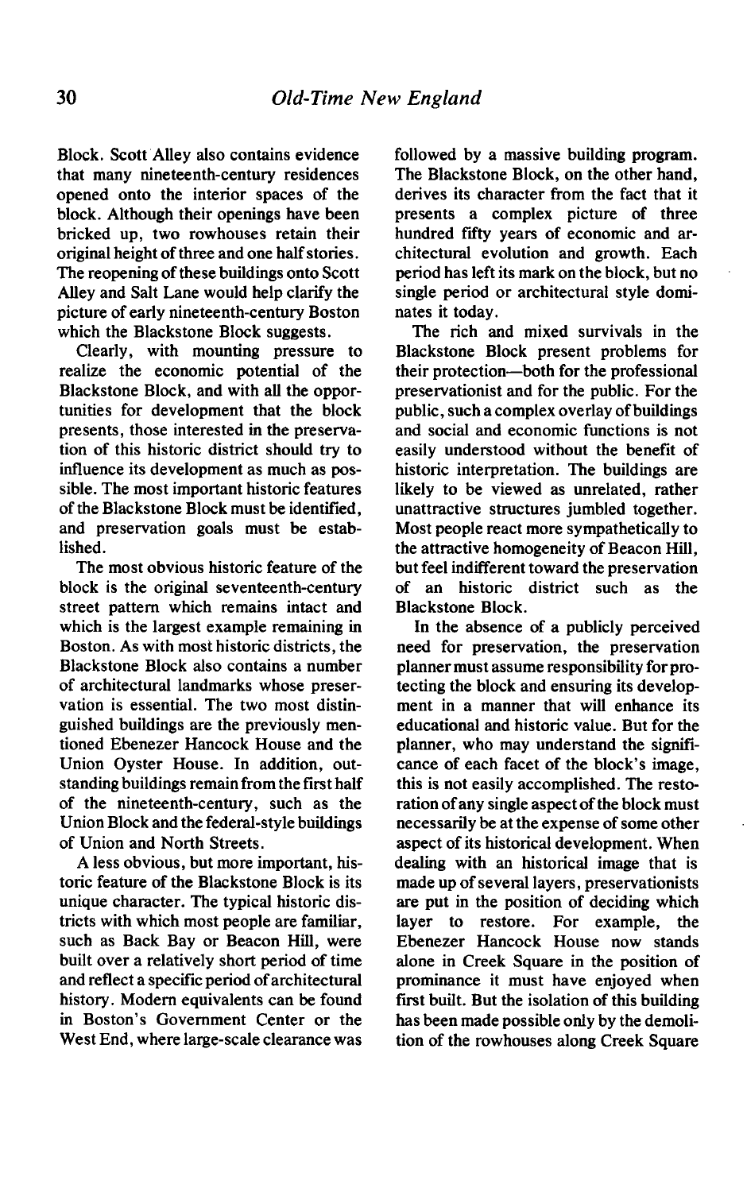Block. Scott Alley also contains evidence that many nineteenth-century residences opened onto the interior spaces of the block. Although their openings have been bricked up, two rowhouses retain their original height of three and one half stories. The reopening of these buildings onto Scott Alley and Salt Lane would help clarify the picture of early nineteenth-century Boston which the Blackstone Block suggests.

Clearly, with mounting pressure to realize the economic potential of the Blackstone Block, and with all the opportunities for development that the block presents, those interested in the preservation of this historic district should try to influence its development as much as possible. The most important historic features of the Blackstone Block must be identified, and preservation goals must be established.

The most obvious historic feature of the block is the original seventeenth-century street pattern which remains intact and which is the largest example remaining in Boston. As with most historic districts, the Blackstone Block also contains a number of architectural landmarks whose preservation is essential. The two most distinguished buildings are the previously mentioned Ebenezer Hancock House and the Union Oyster House. In addition, outstanding buildings remain from the first half of the nineteenth-century, such as the Union Block and the federal-style buildings of Union and North Streets.

A less obvious, but more important, historic feature of the Blackstone Block is its unique character. The typical historic districts with which most people are familiar, such as Back Bay or Beacon Hill, were built over a relatively short period of time and reflect a specific period of architectural history. Modern equivalents can be found in Boston's Government Center or the West End, where large-scale clearance was followed by a massive building program. The Blackstone Block, on the other hand, derives its character from the fact that it presents a complex picture of three hundred fifty years of economic and architectural evolution and growth. Each period has left its mark on the block, but no single period or architectural style dominates it today.

The rich and mixed survivals in the Blackstone Block present problems for their protection—both for the professional preservationist and for the public. For the public, such a complex overlay of buildings and social and economic functions is not easily understood without the benefit of historic interpretation. The buildings are likely to be viewed as unrelated, rather unattractive structures jumbled together. Most people react more sympathetically to the attractive homogeneity of Beacon Hill, but feel indifferent toward the preservation of an historic district such as the Blackstone Block.

In the absence of a publicly perceived need for preservation, the preservation planner must assume responsibility for protecting the block and ensuring its development in a manner that will enhance its educational and historic value. But for the planner, who may understand the significance of each facet of the block's image, this is not easily accomplished. The restoration of any single aspect of the block must necessarily be at the expense of some other aspect of its historical development. When dealing with an historical image that is made up of several layers, preservationists are put in the position of deciding which layer to restore. For example, the Ebenezer Hancock House now stands alone in Creek Square in the position of prominance it must have enjoyed when first built. But the isolation of this building has been made possible only by the demolition of the rowhouses along Creek Square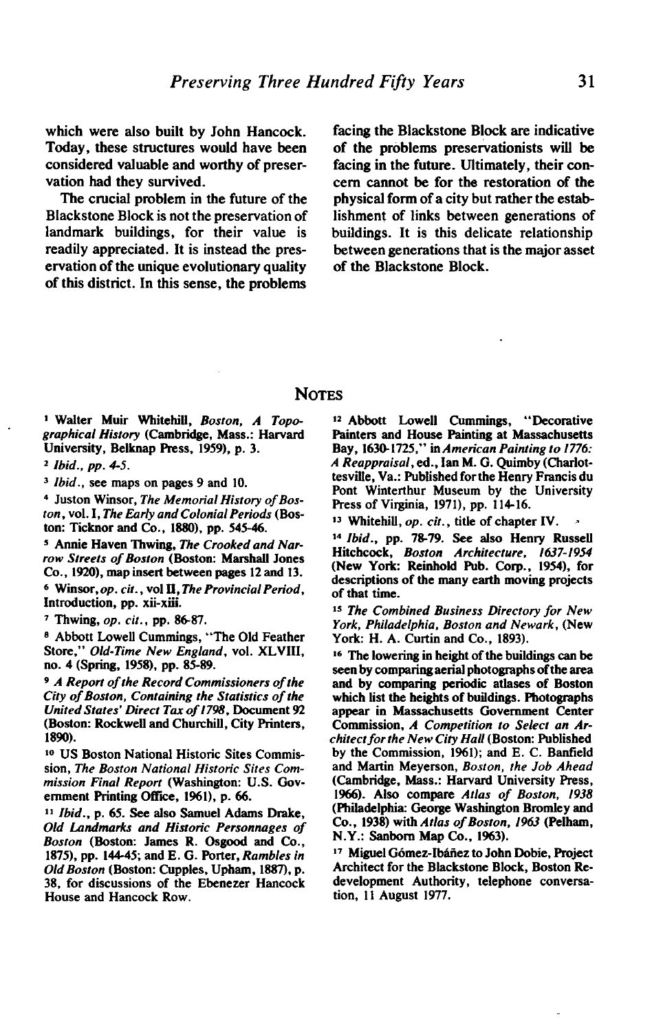which were also built by John Hancock. Today, these structures would have been considered valuable and worthy of preservation had they survived.

The crucial problem in the future of the Blackstone Block is not the preservation of landmark buildings, for their value is readily appreciated. It is instead the preservation of the unique evolutionary quality of this district. In this sense, the problems facing the Blackstone Block are indicative of the problems preservationists will be facing in the future. Ultimately, their concern cannot be for the restoration of the physical form of a city but rather the establishment of links between generations of buildings. It is this delicate relationship between generations that is the major asset of the Blackstone Block.

## Notes

[1] Walter Muir Whitehill, *Boston, A Topographical History* (Cambridge, Mass.: Harvard University, Belknap Press, 1959), p. 3.

[2] *Ibid., pp. 4-5.*

[3] *Ibid.*, see maps on pages 9 and 10.

[4] Juston Winsor, *The Memorial History of Boston*, vol. I, *The Early and Colonial Periods* (Boston: Ticknor and Co., 1880), pp. 545-46.

[5] Annie Haven Thwing, *The Crooked and Narrow Streets of Boston* (Boston: Marshall Jones Co., 1920), map insert between pages 12 and 13.

[6] Winsor, *op. cit.*, vol II, *The Provincial Period*, Introduction, pp. xii-xiii.

[7] Thwing, *op. cit.*, pp. 86-87.

[8] Abbott Lowell Cummings, "The Old Feather Store," *Old-Time New England*, vol. XLVIII, no. 4 (Spring, 1958), pp. 85-89.

[9] *A Report of the Record Commissioners of the City of Boston, Containing the Statistics of the United States' Direct Tax of 1798*, Document 92 (Boston: Rockwell and Churchill, City Printers, 1890).

[10] US Boston National Historic Sites Commission, *The Boston National Historic Sites Commission Final Report* (Washington: U.S. Government Printing Office, 1961), p. 66.

[11] *Ibid.*, p. 65. See also Samuel Adams Drake, *Old Landmarks and Historic Personnages of Boston* (Boston: James R. Osgood and Co., 1875), pp. 144-45; and E. G. Porter, *Rambles in Old Boston* (Boston: Cupples, Upham, 1887), p. 38, for discussions of the Ebenezer Hancock House and Hancock Row.

[12] Abbott Lowell Cummings, "Decorative Painters and House Painting at Massachusetts Bay, 1630-1725," in *American Painting to 1776: A Reappraisal*, ed., Ian M. G. Quimby (Charlottesville, Va.: Published for the Henry Francis du Pont Winterthur Museum by the University Press of Virginia, 1971), pp. 114-16.

[13] Whitehill, *op. cit.*, title of chapter IV.

[14] *Ibid.*, pp. 78-79. See also Henry Russell Hitchcock, *Boston Architecture, 1637-1954* (New York: Reinhold Pub. Corp., 1954), for descriptions of the many earth moving projects of that time.

[15] *The Combined Business Directory for New York, Philadelphia, Boston and Newark*, (New York: H. A. Curtin and Co., 1893).

[16] The lowering in height of the buildings can be seen by comparing aerial photographs of the area and by comparing periodic atlases of Boston which list the heights of buildings. Photographs appear in Massachusetts Government Center Commission, *A Competition to Select an Architect for the New City Hall* (Boston: Published by the Commission, 1961); and E. C. Banfield and Martin Meyerson, *Boston, the Job Ahead* (Cambridge, Mass.: Harvard University Press, 1966). Also compare *Atlas of Boston, 1938* (Philadelphia: George Washington Bromley and Co., 1938) with *Atlas of Boston, 1963* (Pelham, N.Y.: Sanborn Map Co., 1963).

[17] Miguel Gómez-Ibáñez to John Dobie, Project Architect for the Blackstone Block, Boston Redevelopment Authority, telephone conversation, 11 August 1977.